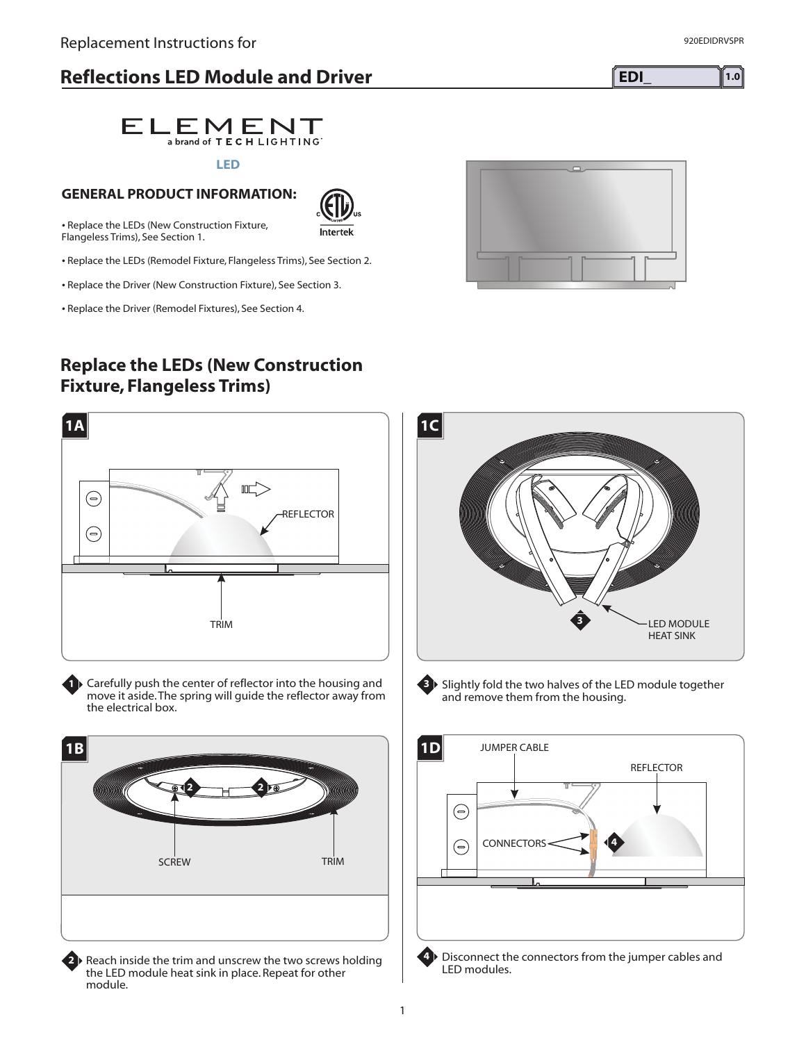Replacement Instructions for

920EDIDRVSPR

# Reflections LED Module and Driver

EDI_ 1.0

ELEMENT
a brand of TECH LIGHTING

LED

## GENERAL PRODUCT INFORMATION:

- Replace the LEDs (New Construction Fixture, Flangeless Trims), See Section 1.
- Replace the LEDs (Remodel Fixture, Flangeless Trims), See Section 2.
- Replace the Driver (New Construction Fixture), See Section 3.
- Replace the Driver (Remodel Fixtures), See Section 4.

## Replace the LEDs (New Construction Fixture, Flangeless Trims)

**1A**

REFLECTOR

TRIM

1. Carefully push the center of reflector into the housing and move it aside. The spring will guide the reflector away from the electrical box.

**1B**

SCREW

TRIM

2. Reach inside the trim and unscrew the two screws holding the LED module heat sink in place. Repeat for other module.

**1C**

LED MODULE HEAT SINK

3. Slightly fold the two halves of the LED module together and remove them from the housing.

**1D**

JUMPER CABLE

REFLECTOR

CONNECTORS

4. Disconnect the connectors from the jumper cables and LED modules.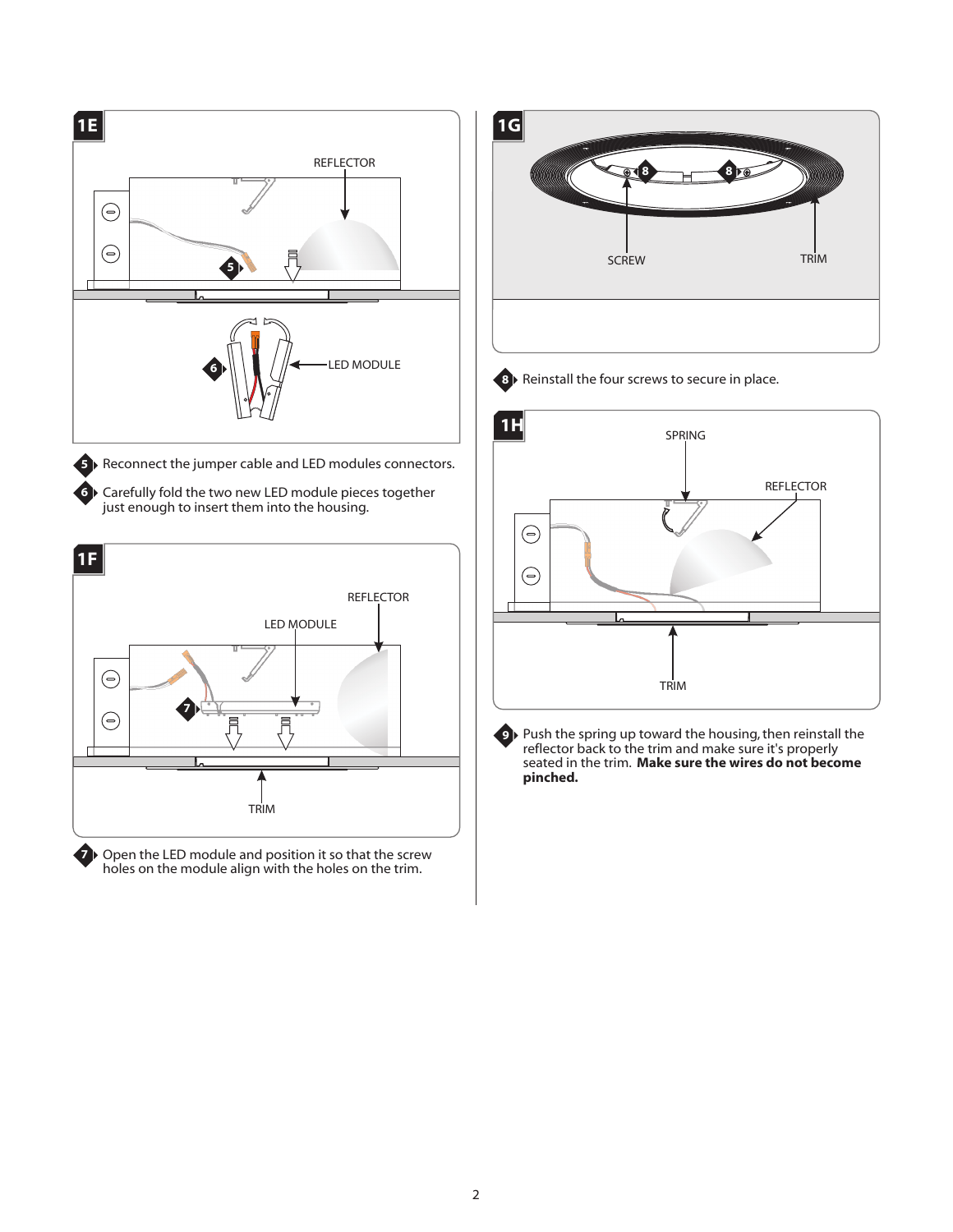## 1E

REFLECTOR

LED MODULE

5. Reconnect the jumper cable and LED modules connectors.
6. Carefully fold the two new LED module pieces together just enough to insert them into the housing.

## 1F

REFLECTOR

LED MODULE

TRIM

7. Open the LED module and position it so that the screw holes on the module align with the holes on the trim.

## 1G

SCREW

TRIM

8. Reinstall the four screws to secure in place.

## 1H

SPRING

REFLECTOR

TRIM

9. Push the spring up toward the housing, then reinstall the reflector back to the trim and make sure it's properly seated in the trim. **Make sure the wires do not become pinched.**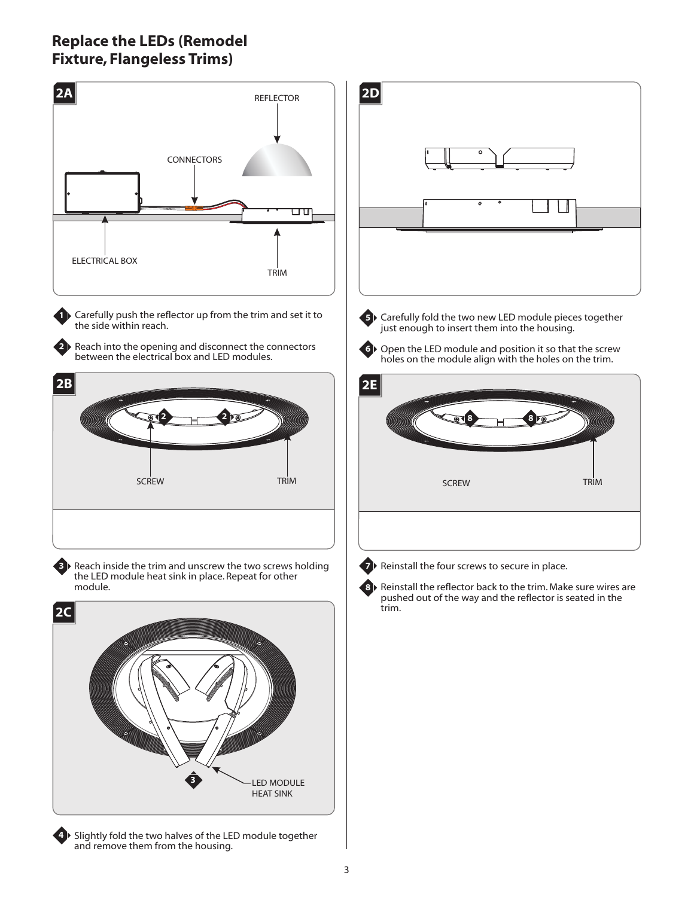## Replace the LEDs (Remodel Fixture, Flangeless Trims)

**2A**

REFLECTOR

CONNECTORS

ELECTRICAL BOX

TRIM

1. Carefully push the reflector up from the trim and set it to the side within reach.
2. Reach into the opening and disconnect the connectors between the electrical box and LED modules.

**2B**

SCREW

TRIM

3. Reach inside the trim and unscrew the two screws holding the LED module heat sink in place. Repeat for other module.

**2C**

LED MODULE HEAT SINK

4. Slightly fold the two halves of the LED module together and remove them from the housing.

**2D**

5. Carefully fold the two new LED module pieces together just enough to insert them into the housing.
6. Open the LED module and position it so that the screw holes on the module align with the holes on the trim.

**2E**

SCREW

TRIM

7. Reinstall the four screws to secure in place.
8. Reinstall the reflector back to the trim. Make sure wires are pushed out of the way and the reflector is seated in the trim.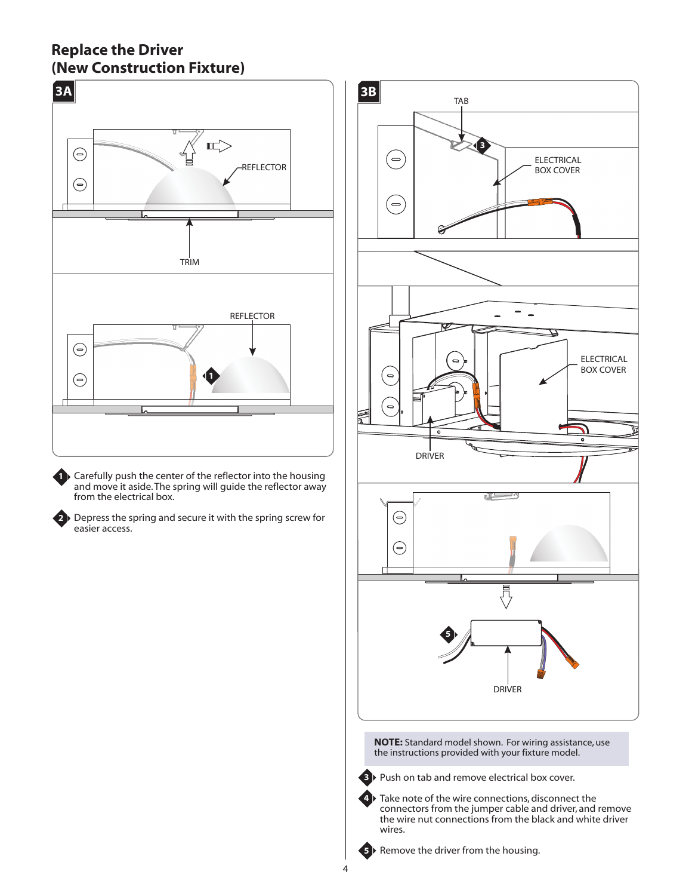## Replace the Driver (New Construction Fixture)

**3A**

1. Carefully push the center of the reflector into the housing and move it aside. The spring will guide the reflector away from the electrical box.
2. Depress the spring and secure it with the spring screw for easier access.

**3B**

**NOTE:** Standard model shown. For wiring assistance, use the instructions provided with your fixture model.

3. Push on tab and remove electrical box cover.
4. Take note of the wire connections, disconnect the connectors from the jumper cable and driver, and remove the wire nut connections from the black and white driver wires.
5. Remove the driver from the housing.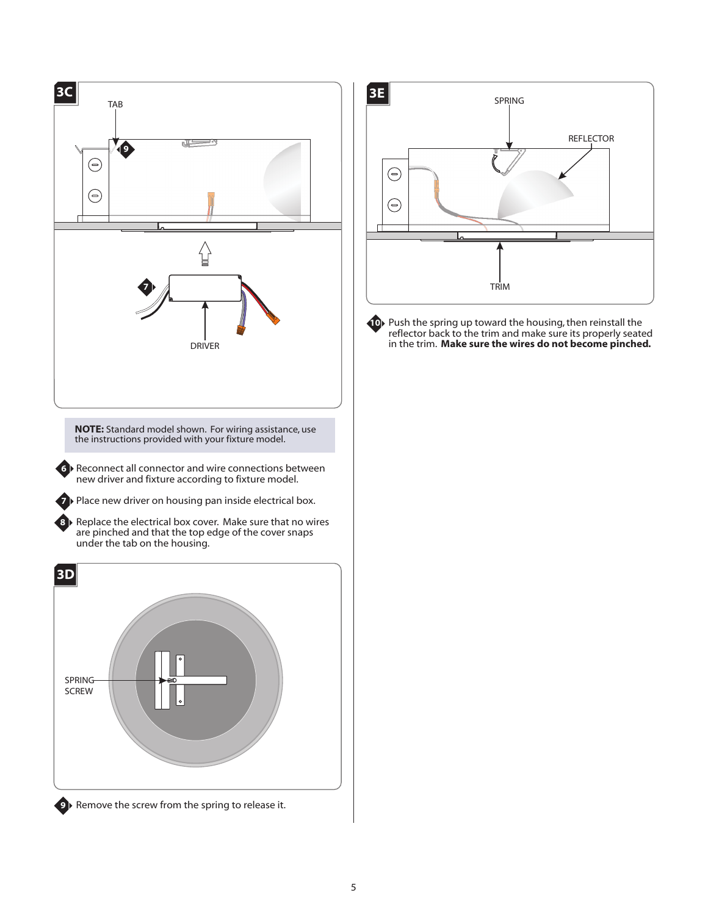**3C**

TAB

DRIVER

**NOTE:** Standard model shown. For wiring assistance, use the instructions provided with your fixture model.

6. Reconnect all connector and wire connections between new driver and fixture according to fixture model.

7. Place new driver on housing pan inside electrical box.

8. Replace the electrical box cover. Make sure that no wires are pinched and that the top edge of the cover snaps under the tab on the housing.

**3D**

SPRING SCREW

9. Remove the screw from the spring to release it.

**3E**

SPRING

REFLECTOR

TRIM

10. Push the spring up toward the housing, then reinstall the reflector back to the trim and make sure its properly seated in the trim. **Make sure the wires do not become pinched.**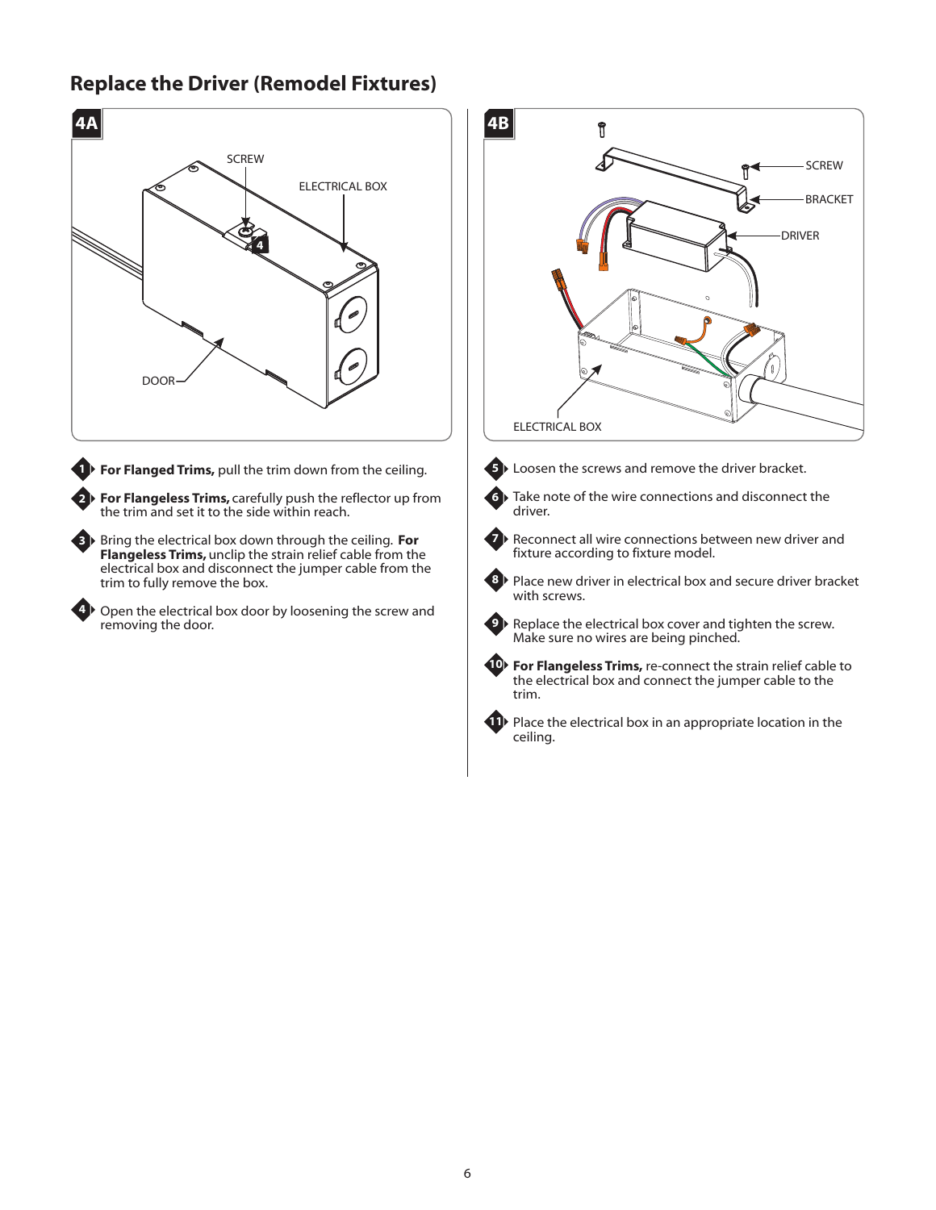## Replace the Driver (Remodel Fixtures)

**4A**

1. **For Flanged Trims,** pull the trim down from the ceiling.
2. **For Flangeless Trims,** carefully push the reflector up from the trim and set it to the side within reach.
3. Bring the electrical box down through the ceiling. **For Flangeless Trims,** unclip the strain relief cable from the electrical box and disconnect the jumper cable from the electrical box and disconnect the jumper cable from the trim to fully remove the box.
4. Open the electrical box door by loosening the screw and removing the door.

**4B**

5. Loosen the screws and remove the driver bracket.
6. Take note of the wire connections and disconnect the driver.
7. Reconnect all wire connections between new driver and fixture according to fixture model.
8. Place new driver in electrical box and secure driver bracket with screws.
9. Replace the electrical box cover and tighten the screw. Make sure no wires are being pinched.
10. **For Flangeless Trims,** re-connect the strain relief cable to the electrical box and connect the jumper cable to the trim.
11. Place the electrical box in an appropriate location in the ceiling.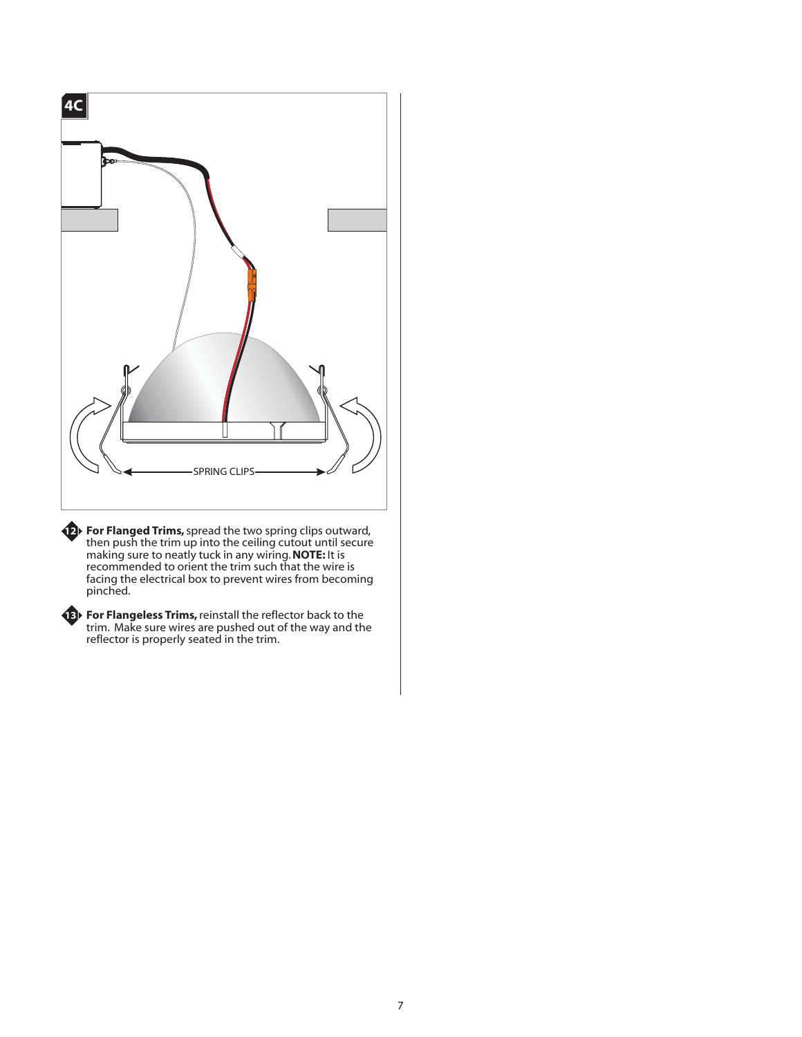4C

SPRING CLIPS

**12** **For Flanged Trims,** spread the two spring clips outward, then push the trim up into the ceiling cutout until secure making sure to neatly tuck in any wiring. **NOTE:** It is recommended to orient the trim such that the wire is facing the electrical box to prevent wires from becoming pinched.

**13** **For Flangeless Trims,** reinstall the reflector back to the trim. Make sure wires are pushed out of the way and the reflector is properly seated in the trim.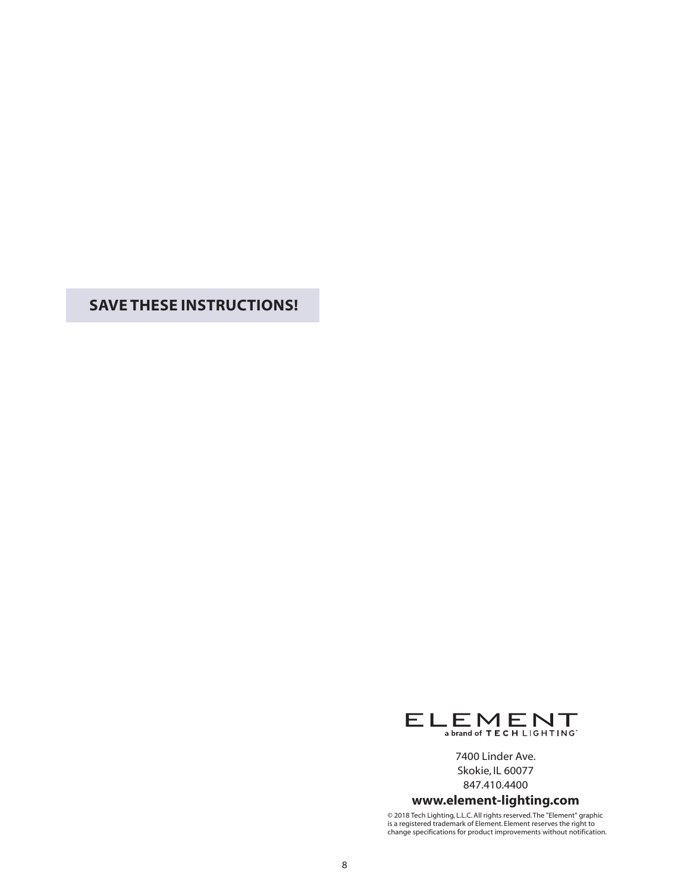**SAVE THESE INSTRUCTIONS!**

ELEMENT
a brand of TECH LIGHTING®

7400 Linder Ave.
Skokie, IL 60077
847.410.4400

**www.element-lighting.com**

© 2018 Tech Lighting, L.L.C. All rights reserved. The "Element" graphic is a registered trademark of Element. Element reserves the right to change specifications for product improvements without notification.